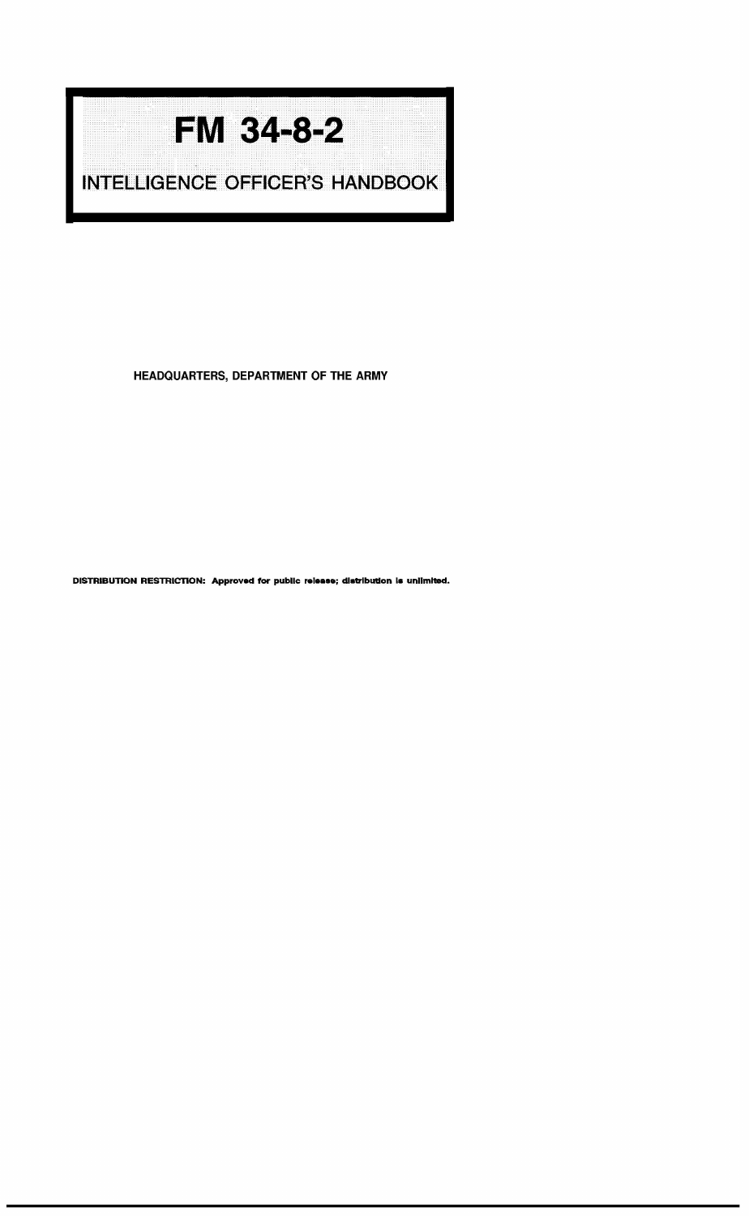# FM 34-8-2

## INTELLIGENCE OFFICER'S HANDBOOK

**HEADQUARTERS, DEPARTMENT OF THE ARMY**

**DISTRIBUTION RESTRICTION: Approved for public release; distribution is unlimited.**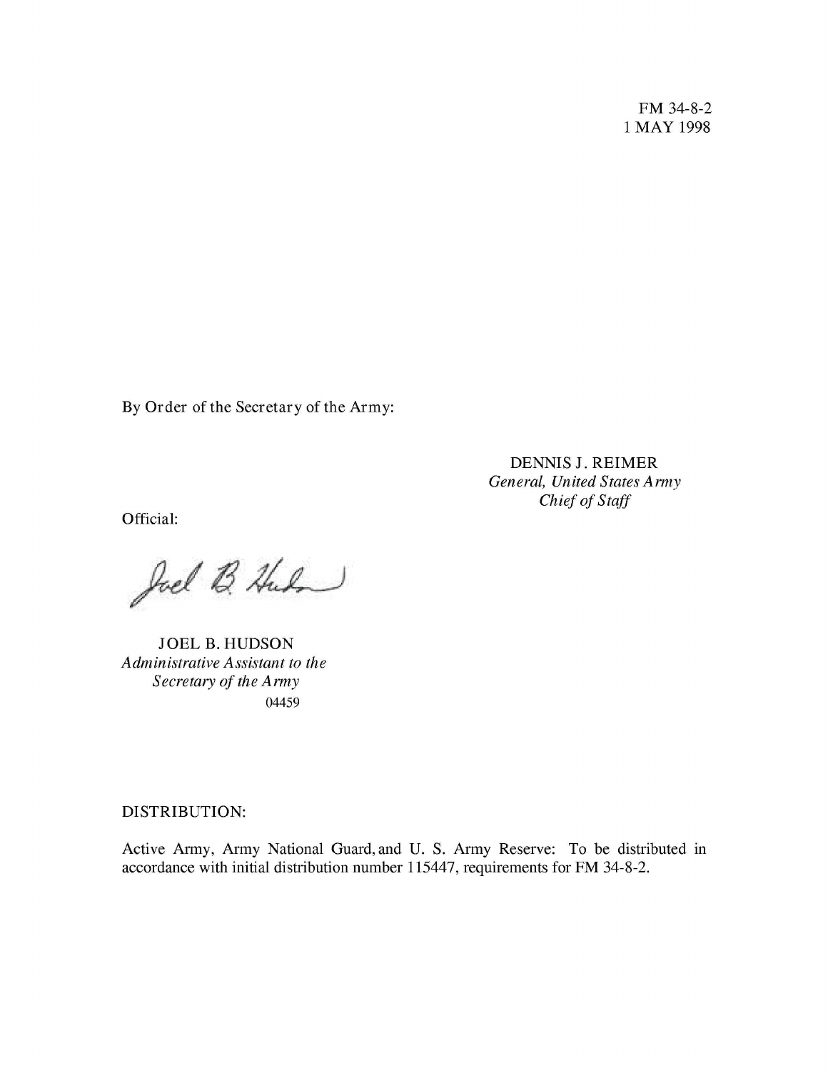FM 34-8-2
1 MAY 1998

By Order of the Secretary of the Army:

DENNIS J. REIMER
*General, United States Army*
*Chief of Staff*

Official:

JOEL B. HUDSON
*Administrative Assistant to the*
*Secretary of the Army*
04459

DISTRIBUTION:

Active Army, Army National Guard, and U. S. Army Reserve: To be distributed in accordance with initial distribution number 115447, requirements for FM 34-8-2.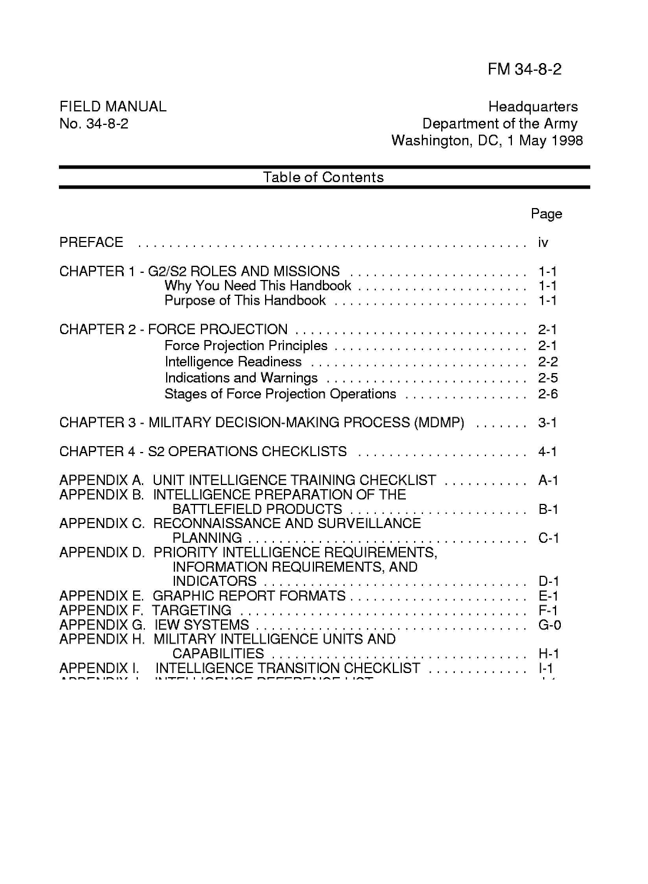FIELD MANUAL
No. 34-8-2

Headquarters
Department of the Army
Washington, DC, 1 May 1998

## Table of Contents

| | Page |
|---|---|
| PREFACE | iv |
| CHAPTER 1 - G2/S2 ROLES AND MISSIONS | 1-1 |
| Why You Need This Handbook | 1-1 |
| Purpose of This Handbook | 1-1 |
| CHAPTER 2 - FORCE PROJECTION | 2-1 |
| Force Projection Principles | 2-1 |
| Intelligence Readiness | 2-2 |
| Indications and Warnings | 2-5 |
| Stages of Force Projection Operations | 2-6 |
| CHAPTER 3 - MILITARY DECISION-MAKING PROCESS (MDMP) | 3-1 |
| CHAPTER 4 - S2 OPERATIONS CHECKLISTS | 4-1 |
| APPENDIX A. UNIT INTELLIGENCE TRAINING CHECKLIST | A-1 |
| APPENDIX B. INTELLIGENCE PREPARATION OF THE BATTLEFIELD PRODUCTS | B-1 |
| APPENDIX C. RECONNAISSANCE AND SURVEILLANCE PLANNING | C-1 |
| APPENDIX D. PRIORITY INTELLIGENCE REQUIREMENTS, INFORMATION REQUIREMENTS, AND INDICATORS | D-1 |
| APPENDIX E. GRAPHIC REPORT FORMATS | E-1 |
| APPENDIX F. TARGETING | F-1 |
| APPENDIX G. IEW SYSTEMS | G-0 |
| APPENDIX H. MILITARY INTELLIGENCE UNITS AND CAPABILITIES | H-1 |
| APPENDIX I. INTELLIGENCE TRANSITION CHECKLIST | I-1 |